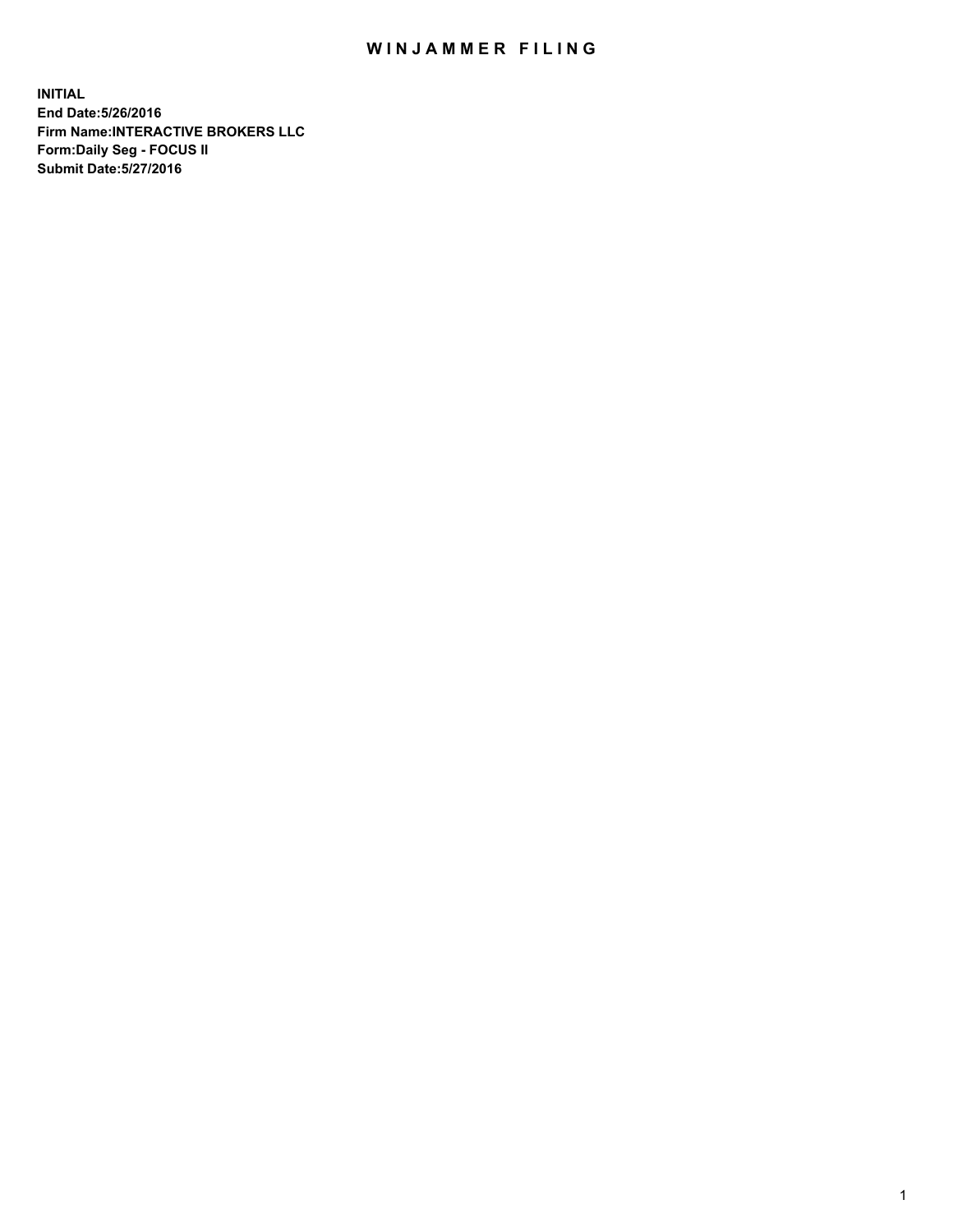# WINJAMMER FILING

**INITIAL**
**End Date:5/26/2016**
**Firm Name:INTERACTIVE BROKERS LLC**
**Form:Daily Seg - FOCUS II**
**Submit Date:5/27/2016**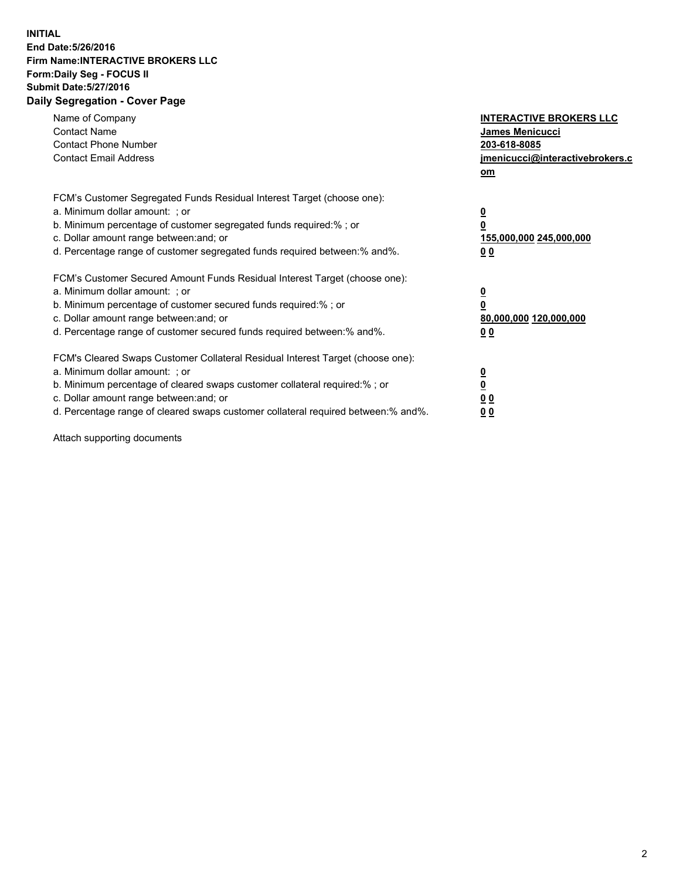**INITIAL**
**End Date:5/26/2016**
**Firm Name:INTERACTIVE BROKERS LLC**
**Form:Daily Seg - FOCUS II**
**Submit Date:5/27/2016**
**Daily Segregation - Cover Page**

| | |
|---|---|
| Name of Company | **INTERACTIVE BROKERS LLC** |
| Contact Name | **James Menicucci** |
| Contact Phone Number | **203-618-8085** |
| Contact Email Address | **jmenicucci@interactivebrokers.com** |

| | |
|---|---|
| FCM's Customer Segregated Funds Residual Interest Target (choose one): | |
| a. Minimum dollar amount: ; or | **0** |
| b. Minimum percentage of customer segregated funds required:% ; or | **0** |
| c. Dollar amount range between:and; or | **155,000,000 245,000,000** |
| d. Percentage range of customer segregated funds required between:% and%. | **0 0** |

| | |
|---|---|
| FCM's Customer Secured Amount Funds Residual Interest Target (choose one): | |
| a. Minimum dollar amount: ; or | **0** |
| b. Minimum percentage of customer secured funds required:% ; or | **0** |
| c. Dollar amount range between:and; or | **80,000,000 120,000,000** |
| d. Percentage range of customer secured funds required between:% and%. | **0 0** |

| | |
|---|---|
| FCM's Cleared Swaps Customer Collateral Residual Interest Target (choose one): | |
| a. Minimum dollar amount: ; or | **0** |
| b. Minimum percentage of cleared swaps customer collateral required:% ; or | **0** |
| c. Dollar amount range between:and; or | **0 0** |
| d. Percentage range of cleared swaps customer collateral required between:% and%. | **0 0** |

Attach supporting documents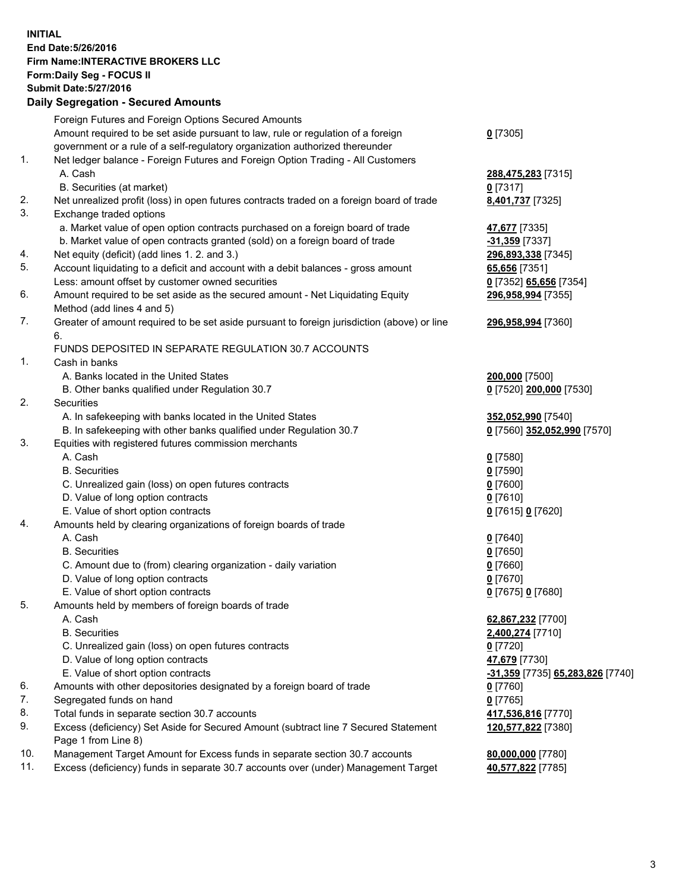**INITIAL**
**End Date:5/26/2016**
**Firm Name:INTERACTIVE BROKERS LLC**
**Form:Daily Seg - FOCUS II**
**Submit Date:5/27/2016**

## Daily Segregation - Secured Amounts

| | | |
|---|---|---|
| | Foreign Futures and Foreign Options Secured Amounts | |
| | Amount required to be set aside pursuant to law, rule or regulation of a foreign government or a rule of a self-regulatory organization authorized thereunder | 0 [7305] |
| 1. | Net ledger balance - Foreign Futures and Foreign Option Trading - All Customers | |
| | A. Cash | 288,475,283 [7315] |
| | B. Securities (at market) | 0 [7317] |
| 2. | Net unrealized profit (loss) in open futures contracts traded on a foreign board of trade | 8,401,737 [7325] |
| 3. | Exchange traded options | |
| | a. Market value of open option contracts purchased on a foreign board of trade | 47,677 [7335] |
| | b. Market value of open contracts granted (sold) on a foreign board of trade | -31,359 [7337] |
| 4. | Net equity (deficit) (add lines 1. 2. and 3.) | 296,893,338 [7345] |
| 5. | Account liquidating to a deficit and account with a debit balances - gross amount | 65,656 [7351] |
| | Less: amount offset by customer owned securities | 0 [7352] 65,656 [7354] |
| 6. | Amount required to be set aside as the secured amount - Net Liquidating Equity Method (add lines 4 and 5) | 296,958,994 [7355] |
| 7. | Greater of amount required to be set aside pursuant to foreign jurisdiction (above) or line 6. | 296,958,994 [7360] |
| | FUNDS DEPOSITED IN SEPARATE REGULATION 30.7 ACCOUNTS | |
| 1. | Cash in banks | |
| | A. Banks located in the United States | 200,000 [7500] |
| | B. Other banks qualified under Regulation 30.7 | 0 [7520] 200,000 [7530] |
| 2. | Securities | |
| | A. In safekeeping with banks located in the United States | 352,052,990 [7540] |
| | B. In safekeeping with other banks qualified under Regulation 30.7 | 0 [7560] 352,052,990 [7570] |
| 3. | Equities with registered futures commission merchants | |
| | A. Cash | 0 [7580] |
| | B. Securities | 0 [7590] |
| | C. Unrealized gain (loss) on open futures contracts | 0 [7600] |
| | D. Value of long option contracts | 0 [7610] |
| | E. Value of short option contracts | 0 [7615] 0 [7620] |
| 4. | Amounts held by clearing organizations of foreign boards of trade | |
| | A. Cash | 0 [7640] |
| | B. Securities | 0 [7650] |
| | C. Amount due to (from) clearing organization - daily variation | 0 [7660] |
| | D. Value of long option contracts | 0 [7670] |
| | E. Value of short option contracts | 0 [7675] 0 [7680] |
| 5. | Amounts held by members of foreign boards of trade | |
| | A. Cash | 62,867,232 [7700] |
| | B. Securities | 2,400,274 [7710] |
| | C. Unrealized gain (loss) on open futures contracts | 0 [7720] |
| | D. Value of long option contracts | 47,679 [7730] |
| | E. Value of short option contracts | -31,359 [7735] 65,283,826 [7740] |
| 6. | Amounts with other depositories designated by a foreign board of trade | 0 [7760] |
| 7. | Segregated funds on hand | 0 [7765] |
| 8. | Total funds in separate section 30.7 accounts | 417,536,816 [7770] |
| 9. | Excess (deficiency) Set Aside for Secured Amount (subtract line 7 Secured Statement Page 1 from Line 8) | 120,577,822 [7380] |
| 10. | Management Target Amount for Excess funds in separate section 30.7 accounts | 80,000,000 [7780] |
| 11. | Excess (deficiency) funds in separate 30.7 accounts over (under) Management Target | 40,577,822 [7785] |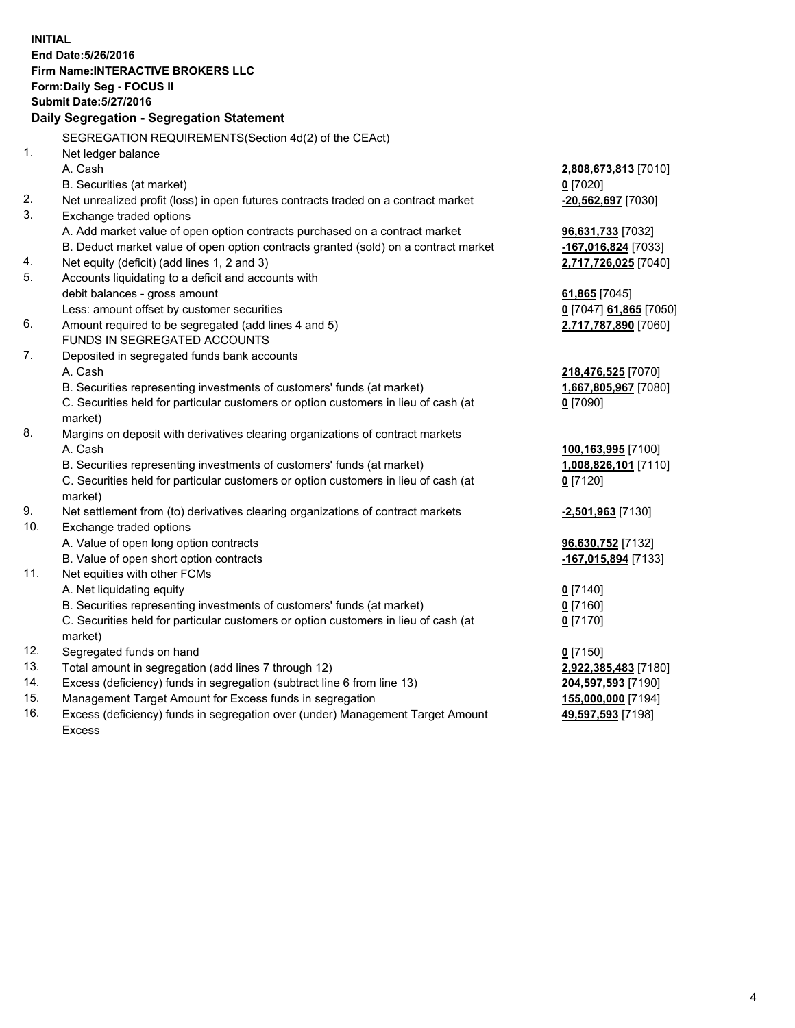**INITIAL**
**End Date:5/26/2016**
**Firm Name:INTERACTIVE BROKERS LLC**
**Form:Daily Seg - FOCUS II**
**Submit Date:5/27/2016**

## Daily Segregation - Segregation Statement

| | SEGREGATION REQUIREMENTS(Section 4d(2) of the CEAct) | |
|---|---|---|
| 1. | Net ledger balance | |
| | A. Cash | **2,808,673,813** [7010] |
| | B. Securities (at market) | **0** [7020] |
| 2. | Net unrealized profit (loss) in open futures contracts traded on a contract market | **-20,562,697** [7030] |
| 3. | Exchange traded options | |
| | A. Add market value of open option contracts purchased on a contract market | **96,631,733** [7032] |
| | B. Deduct market value of open option contracts granted (sold) on a contract market | **-167,016,824** [7033] |
| 4. | Net equity (deficit) (add lines 1, 2 and 3) | **2,717,726,025** [7040] |
| 5. | Accounts liquidating to a deficit and accounts with debit balances - gross amount | **61,865** [7045] |
| | Less: amount offset by customer securities | **0** [7047] **61,865** [7050] |
| 6. | Amount required to be segregated (add lines 4 and 5) | **2,717,787,890** [7060] |
| | FUNDS IN SEGREGATED ACCOUNTS | |
| 7. | Deposited in segregated funds bank accounts | |
| | A. Cash | **218,476,525** [7070] |
| | B. Securities representing investments of customers' funds (at market) | **1,667,805,967** [7080] |
| | C. Securities held for particular customers or option customers in lieu of cash (at market) | **0** [7090] |
| 8. | Margins on deposit with derivatives clearing organizations of contract markets | |
| | A. Cash | **100,163,995** [7100] |
| | B. Securities representing investments of customers' funds (at market) | **1,008,826,101** [7110] |
| | C. Securities held for particular customers or option customers in lieu of cash (at market) | **0** [7120] |
| 9. | Net settlement from (to) derivatives clearing organizations of contract markets | **-2,501,963** [7130] |
| 10. | Exchange traded options | |
| | A. Value of open long option contracts | **96,630,752** [7132] |
| | B. Value of open short option contracts | **-167,015,894** [7133] |
| 11. | Net equities with other FCMs | |
| | A. Net liquidating equity | **0** [7140] |
| | B. Securities representing investments of customers' funds (at market) | **0** [7160] |
| | C. Securities held for particular customers or option customers in lieu of cash (at market) | **0** [7170] |
| 12. | Segregated funds on hand | **0** [7150] |
| 13. | Total amount in segregation (add lines 7 through 12) | **2,922,385,483** [7180] |
| 14. | Excess (deficiency) funds in segregation (subtract line 6 from line 13) | **204,597,593** [7190] |
| 15. | Management Target Amount for Excess funds in segregation | **155,000,000** [7194] |
| 16. | Excess (deficiency) funds in segregation over (under) Management Target Amount Excess | **49,597,593** [7198] |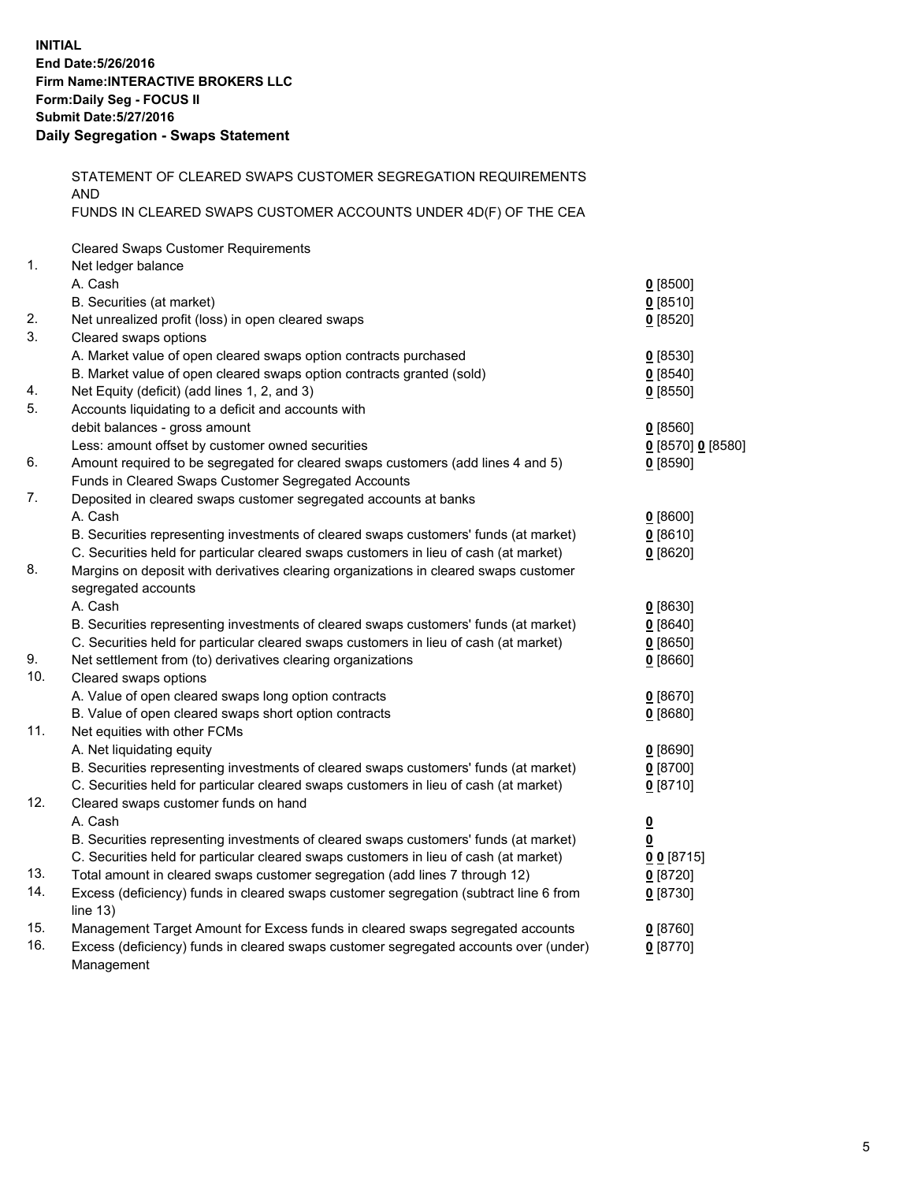**INITIAL**
**End Date:5/26/2016**
**Firm Name:INTERACTIVE BROKERS LLC**
**Form:Daily Seg - FOCUS II**
**Submit Date:5/27/2016**
**Daily Segregation - Swaps Statement**

STATEMENT OF CLEARED SWAPS CUSTOMER SEGREGATION REQUIREMENTS AND FUNDS IN CLEARED SWAPS CUSTOMER ACCOUNTS UNDER 4D(F) OF THE CEA

| | | |
|---|---|---|
| | Cleared Swaps Customer Requirements | |
| 1. | Net ledger balance | |
| | A. Cash | 0 [8500] |
| | B. Securities (at market) | 0 [8510] |
| 2. | Net unrealized profit (loss) in open cleared swaps | 0 [8520] |
| 3. | Cleared swaps options | |
| | A. Market value of open cleared swaps option contracts purchased | 0 [8530] |
| | B. Market value of open cleared swaps option contracts granted (sold) | 0 [8540] |
| 4. | Net Equity (deficit) (add lines 1, 2, and 3) | 0 [8550] |
| 5. | Accounts liquidating to a deficit and accounts with debit balances - gross amount | 0 [8560] |
| | Less: amount offset by customer owned securities | 0 [8570] 0 [8580] |
| 6. | Amount required to be segregated for cleared swaps customers (add lines 4 and 5) | 0 [8590] |
| | Funds in Cleared Swaps Customer Segregated Accounts | |
| 7. | Deposited in cleared swaps customer segregated accounts at banks | |
| | A. Cash | 0 [8600] |
| | B. Securities representing investments of cleared swaps customers' funds (at market) | 0 [8610] |
| | C. Securities held for particular cleared swaps customers in lieu of cash (at market) | 0 [8620] |
| 8. | Margins on deposit with derivatives clearing organizations in cleared swaps customer segregated accounts | |
| | A. Cash | 0 [8630] |
| | B. Securities representing investments of cleared swaps customers' funds (at market) | 0 [8640] |
| | C. Securities held for particular cleared swaps customers in lieu of cash (at market) | 0 [8650] |
| 9. | Net settlement from (to) derivatives clearing organizations | 0 [8660] |
| 10. | Cleared swaps options | |
| | A. Value of open cleared swaps long option contracts | 0 [8670] |
| | B. Value of open cleared swaps short option contracts | 0 [8680] |
| 11. | Net equities with other FCMs | |
| | A. Net liquidating equity | 0 [8690] |
| | B. Securities representing investments of cleared swaps customers' funds (at market) | 0 [8700] |
| | C. Securities held for particular cleared swaps customers in lieu of cash (at market) | 0 [8710] |
| 12. | Cleared swaps customer funds on hand | |
| | A. Cash | 0 |
| | B. Securities representing investments of cleared swaps customers' funds (at market) | 0 |
| | C. Securities held for particular cleared swaps customers in lieu of cash (at market) | 0 0 [8715] |
| 13. | Total amount in cleared swaps customer segregation (add lines 7 through 12) | 0 [8720] |
| 14. | Excess (deficiency) funds in cleared swaps customer segregation (subtract line 6 from line 13) | 0 [8730] |
| 15. | Management Target Amount for Excess funds in cleared swaps segregated accounts | 0 [8760] |
| 16. | Excess (deficiency) funds in cleared swaps customer segregated accounts over (under) Management | 0 [8770] |